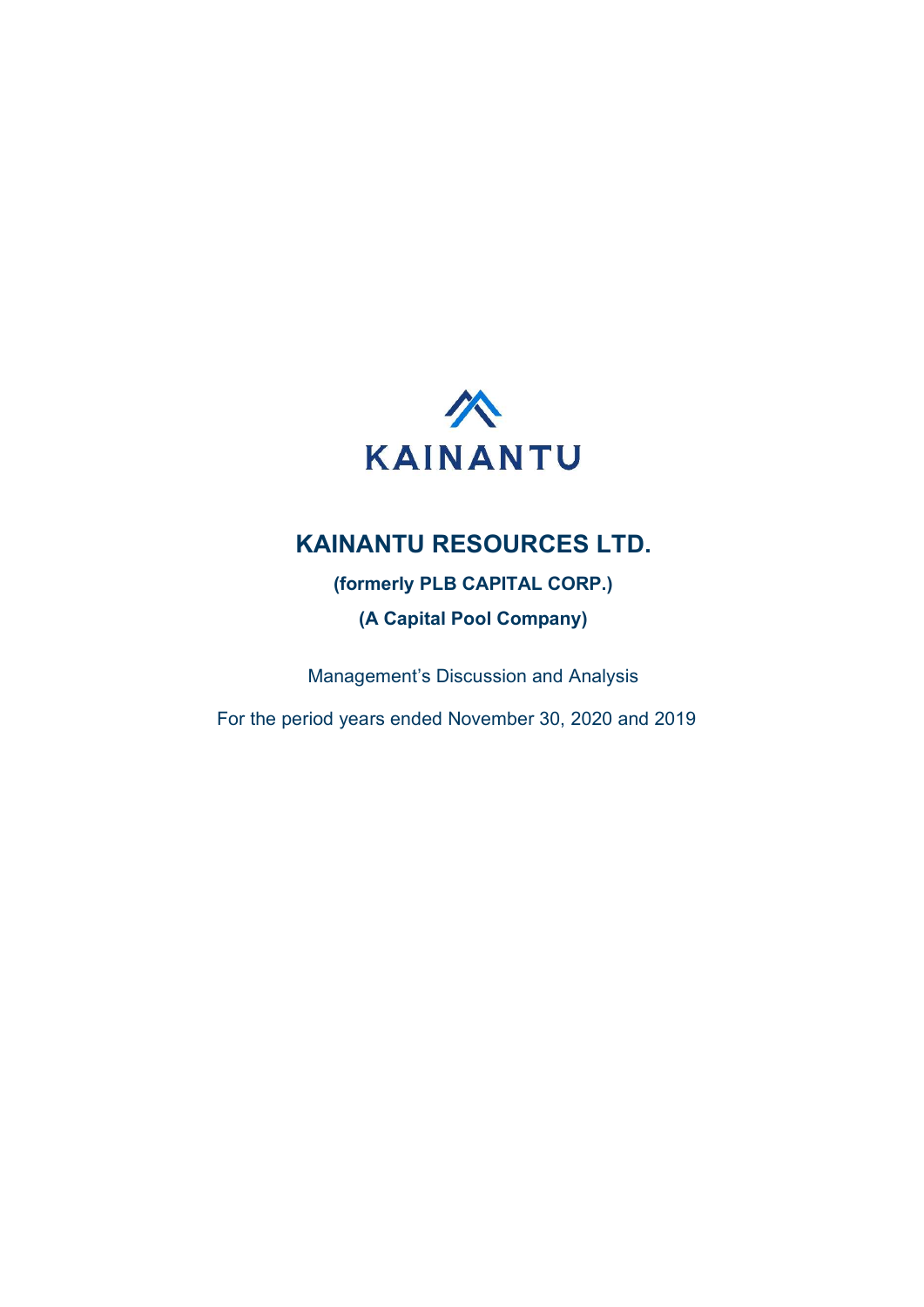KAINANTU

# KAINANTU RESOURCES LTD.

**(formerly PLB CAPITAL CORP.)**

**(A Capital Pool Company)**

Management's Discussion and Analysis

For the period years ended November 30, 2020 and 2019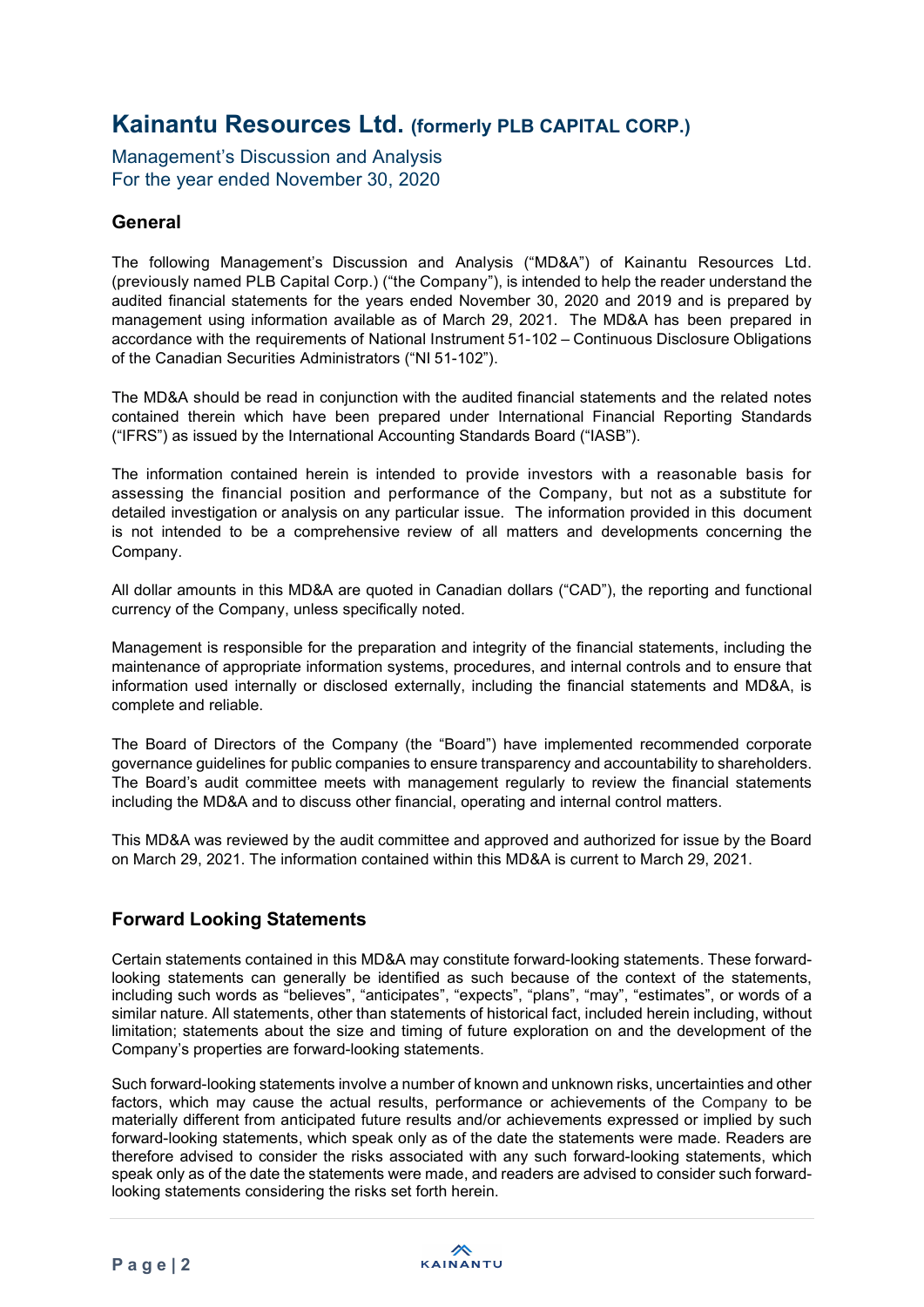# Kainantu Resources Ltd. (formerly PLB CAPITAL CORP.)

Management's Discussion and Analysis
For the year ended November 30, 2020

## General

The following Management's Discussion and Analysis ("MD&A") of Kainantu Resources Ltd. (previously named PLB Capital Corp.) ("the Company"), is intended to help the reader understand the audited financial statements for the years ended November 30, 2020 and 2019 and is prepared by management using information available as of March 29, 2021. The MD&A has been prepared in accordance with the requirements of National Instrument 51-102 – Continuous Disclosure Obligations of the Canadian Securities Administrators ("NI 51-102").

The MD&A should be read in conjunction with the audited financial statements and the related notes contained therein which have been prepared under International Financial Reporting Standards ("IFRS") as issued by the International Accounting Standards Board ("IASB").

The information contained herein is intended to provide investors with a reasonable basis for assessing the financial position and performance of the Company, but not as a substitute for detailed investigation or analysis on any particular issue. The information provided in this document is not intended to be a comprehensive review of all matters and developments concerning the Company.

All dollar amounts in this MD&A are quoted in Canadian dollars ("CAD"), the reporting and functional currency of the Company, unless specifically noted.

Management is responsible for the preparation and integrity of the financial statements, including the maintenance of appropriate information systems, procedures, and internal controls and to ensure that information used internally or disclosed externally, including the financial statements and MD&A, is complete and reliable.

The Board of Directors of the Company (the "Board") have implemented recommended corporate governance guidelines for public companies to ensure transparency and accountability to shareholders. The Board's audit committee meets with management regularly to review the financial statements including the MD&A and to discuss other financial, operating and internal control matters.

This MD&A was reviewed by the audit committee and approved and authorized for issue by the Board on March 29, 2021. The information contained within this MD&A is current to March 29, 2021.

## Forward Looking Statements

Certain statements contained in this MD&A may constitute forward-looking statements. These forward-looking statements can generally be identified as such because of the context of the statements, including such words as "believes", "anticipates", "expects", "plans", "may", "estimates", or words of a similar nature. All statements, other than statements of historical fact, included herein including, without limitation; statements about the size and timing of future exploration on and the development of the Company's properties are forward-looking statements.

Such forward-looking statements involve a number of known and unknown risks, uncertainties and other factors, which may cause the actual results, performance or achievements of the Company to be materially different from anticipated future results and/or achievements expressed or implied by such forward-looking statements, which speak only as of the date the statements were made. Readers are therefore advised to consider the risks associated with any such forward-looking statements, which speak only as of the date the statements were made, and readers are advised to consider such forward-looking statements considering the risks set forth herein.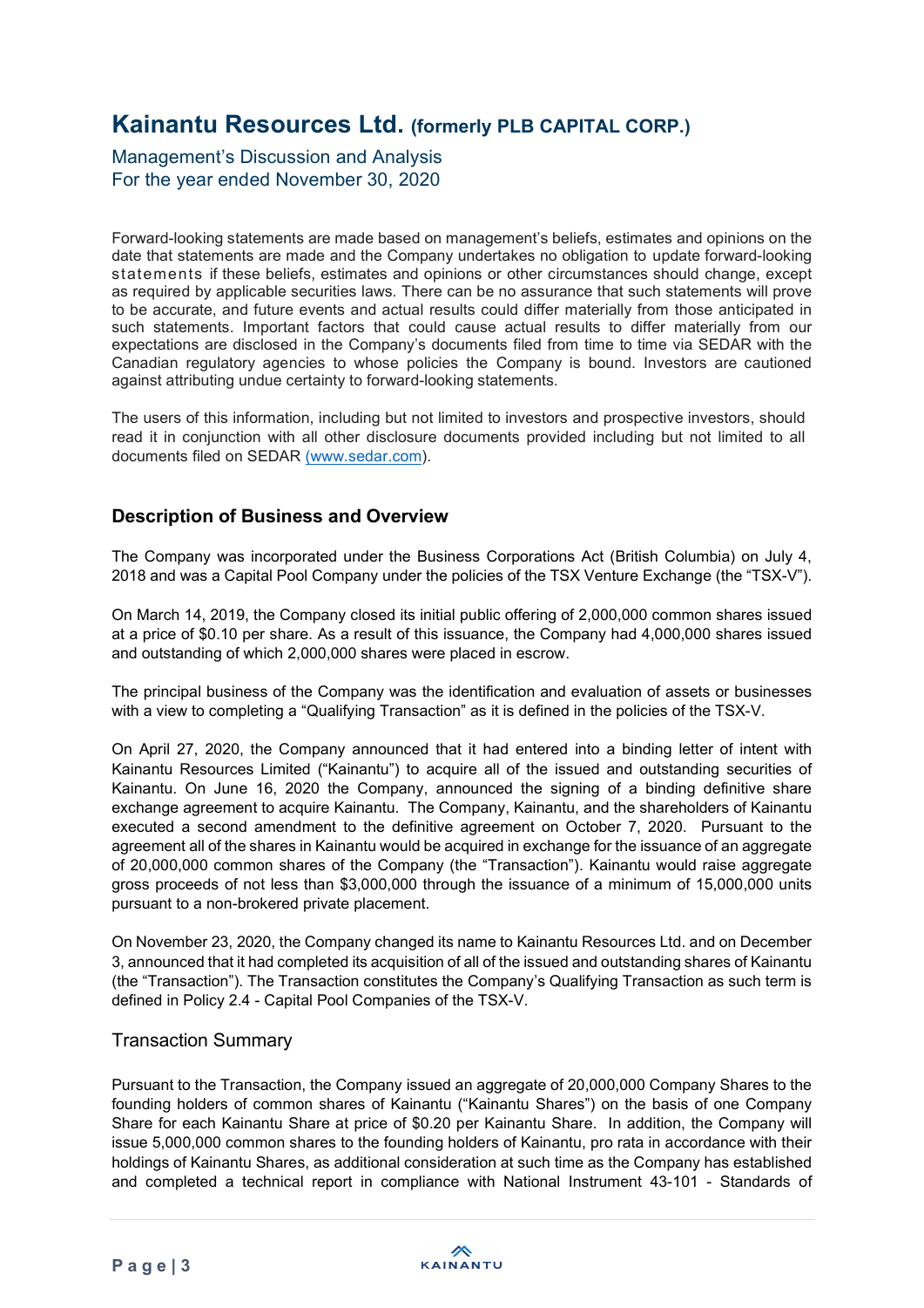# Kainantu Resources Ltd. (formerly PLB CAPITAL CORP.)

Management's Discussion and Analysis
For the year ended November 30, 2020

Forward-looking statements are made based on management's beliefs, estimates and opinions on the date that statements are made and the Company undertakes no obligation to update forward-looking statements if these beliefs, estimates and opinions or other circumstances should change, except as required by applicable securities laws. There can be no assurance that such statements will prove to be accurate, and future events and actual results could differ materially from those anticipated in such statements. Important factors that could cause actual results to differ materially from our expectations are disclosed in the Company's documents filed from time to time via SEDAR with the Canadian regulatory agencies to whose policies the Company is bound. Investors are cautioned against attributing undue certainty to forward-looking statements.

The users of this information, including but not limited to investors and prospective investors, should read it in conjunction with all other disclosure documents provided including but not limited to all documents filed on SEDAR (www.sedar.com).

## Description of Business and Overview

The Company was incorporated under the Business Corporations Act (British Columbia) on July 4, 2018 and was a Capital Pool Company under the policies of the TSX Venture Exchange (the "TSX-V").

On March 14, 2019, the Company closed its initial public offering of 2,000,000 common shares issued at a price of $0.10 per share. As a result of this issuance, the Company had 4,000,000 shares issued and outstanding of which 2,000,000 shares were placed in escrow.

The principal business of the Company was the identification and evaluation of assets or businesses with a view to completing a "Qualifying Transaction" as it is defined in the policies of the TSX-V.

On April 27, 2020, the Company announced that it had entered into a binding letter of intent with Kainantu Resources Limited ("Kainantu") to acquire all of the issued and outstanding securities of Kainantu. On June 16, 2020 the Company, announced the signing of a binding definitive share exchange agreement to acquire Kainantu. The Company, Kainantu, and the shareholders of Kainantu executed a second amendment to the definitive agreement on October 7, 2020. Pursuant to the agreement all of the shares in Kainantu would be acquired in exchange for the issuance of an aggregate of 20,000,000 common shares of the Company (the "Transaction"). Kainantu would raise aggregate gross proceeds of not less than $3,000,000 through the issuance of a minimum of 15,000,000 units pursuant to a non-brokered private placement.

On November 23, 2020, the Company changed its name to Kainantu Resources Ltd. and on December 3, announced that it had completed its acquisition of all of the issued and outstanding shares of Kainantu (the "Transaction"). The Transaction constitutes the Company's Qualifying Transaction as such term is defined in Policy 2.4 - Capital Pool Companies of the TSX-V.

### Transaction Summary

Pursuant to the Transaction, the Company issued an aggregate of 20,000,000 Company Shares to the founding holders of common shares of Kainantu ("Kainantu Shares") on the basis of one Company Share for each Kainantu Share at price of $0.20 per Kainantu Share. In addition, the Company will issue 5,000,000 common shares to the founding holders of Kainantu, pro rata in accordance with their holdings of Kainantu Shares, as additional consideration at such time as the Company has established and completed a technical report in compliance with National Instrument 43-101 - Standards of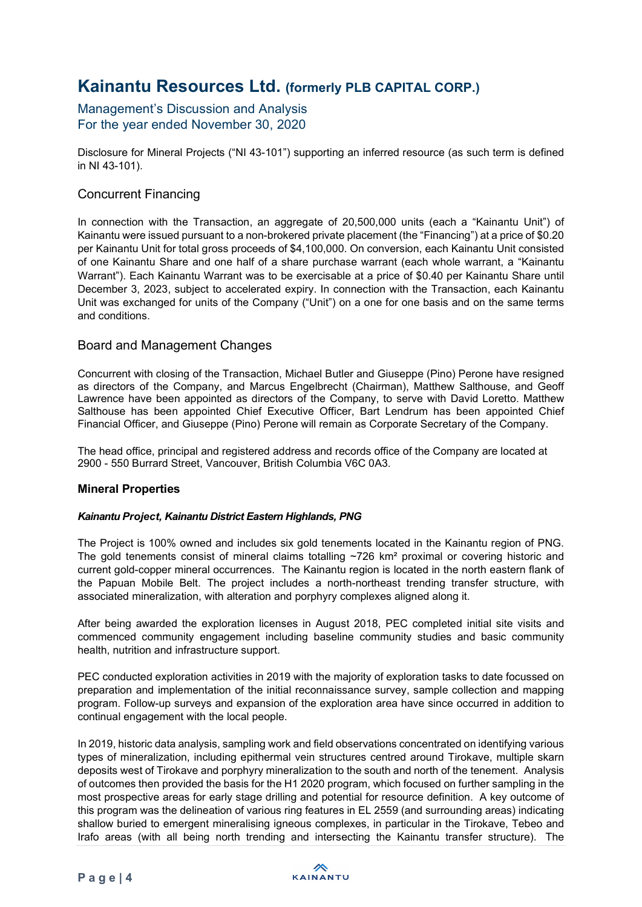Disclosure for Mineral Projects ("NI 43-101") supporting an inferred resource (as such term is defined in NI 43-101).

## Concurrent Financing

In connection with the Transaction, an aggregate of 20,500,000 units (each a "Kainantu Unit") of Kainantu were issued pursuant to a non-brokered private placement (the "Financing") at a price of $0.20 per Kainantu Unit for total gross proceeds of $4,100,000. On conversion, each Kainantu Unit consisted of one Kainantu Share and one half of a share purchase warrant (each whole warrant, a "Kainantu Warrant"). Each Kainantu Warrant was to be exercisable at a price of $0.40 per Kainantu Share until December 3, 2023, subject to accelerated expiry. In connection with the Transaction, each Kainantu Unit was exchanged for units of the Company ("Unit") on a one for one basis and on the same terms and conditions.

## Board and Management Changes

Concurrent with closing of the Transaction, Michael Butler and Giuseppe (Pino) Perone have resigned as directors of the Company, and Marcus Engelbrecht (Chairman), Matthew Salthouse, and Geoff Lawrence have been appointed as directors of the Company, to serve with David Loretto. Matthew Salthouse has been appointed Chief Executive Officer, Bart Lendrum has been appointed Chief Financial Officer, and Giuseppe (Pino) Perone will remain as Corporate Secretary of the Company.

The head office, principal and registered address and records office of the Company are located at 2900 - 550 Burrard Street, Vancouver, British Columbia V6C 0A3.

### Mineral Properties

***Kainantu Project, Kainantu District Eastern Highlands, PNG***

The Project is 100% owned and includes six gold tenements located in the Kainantu region of PNG. The gold tenements consist of mineral claims totalling ~726 km² proximal or covering historic and current gold-copper mineral occurrences. The Kainantu region is located in the north eastern flank of the Papuan Mobile Belt. The project includes a north-northeast trending transfer structure, with associated mineralization, with alteration and porphyry complexes aligned along it.

After being awarded the exploration licenses in August 2018, PEC completed initial site visits and commenced community engagement including baseline community studies and basic community health, nutrition and infrastructure support.

PEC conducted exploration activities in 2019 with the majority of exploration tasks to date focussed on preparation and implementation of the initial reconnaissance survey, sample collection and mapping program. Follow-up surveys and expansion of the exploration area have since occurred in addition to continual engagement with the local people.

In 2019, historic data analysis, sampling work and field observations concentrated on identifying various types of mineralization, including epithermal vein structures centred around Tirokave, multiple skarn deposits west of Tirokave and porphyry mineralization to the south and north of the tenement. Analysis of outcomes then provided the basis for the H1 2020 program, which focused on further sampling in the most prospective areas for early stage drilling and potential for resource definition. A key outcome of this program was the delineation of various ring features in EL 2559 (and surrounding areas) indicating shallow buried to emergent mineralising igneous complexes, in particular in the Tirokave, Tebeo and Irafo areas (with all being north trending and intersecting the Kainantu transfer structure). The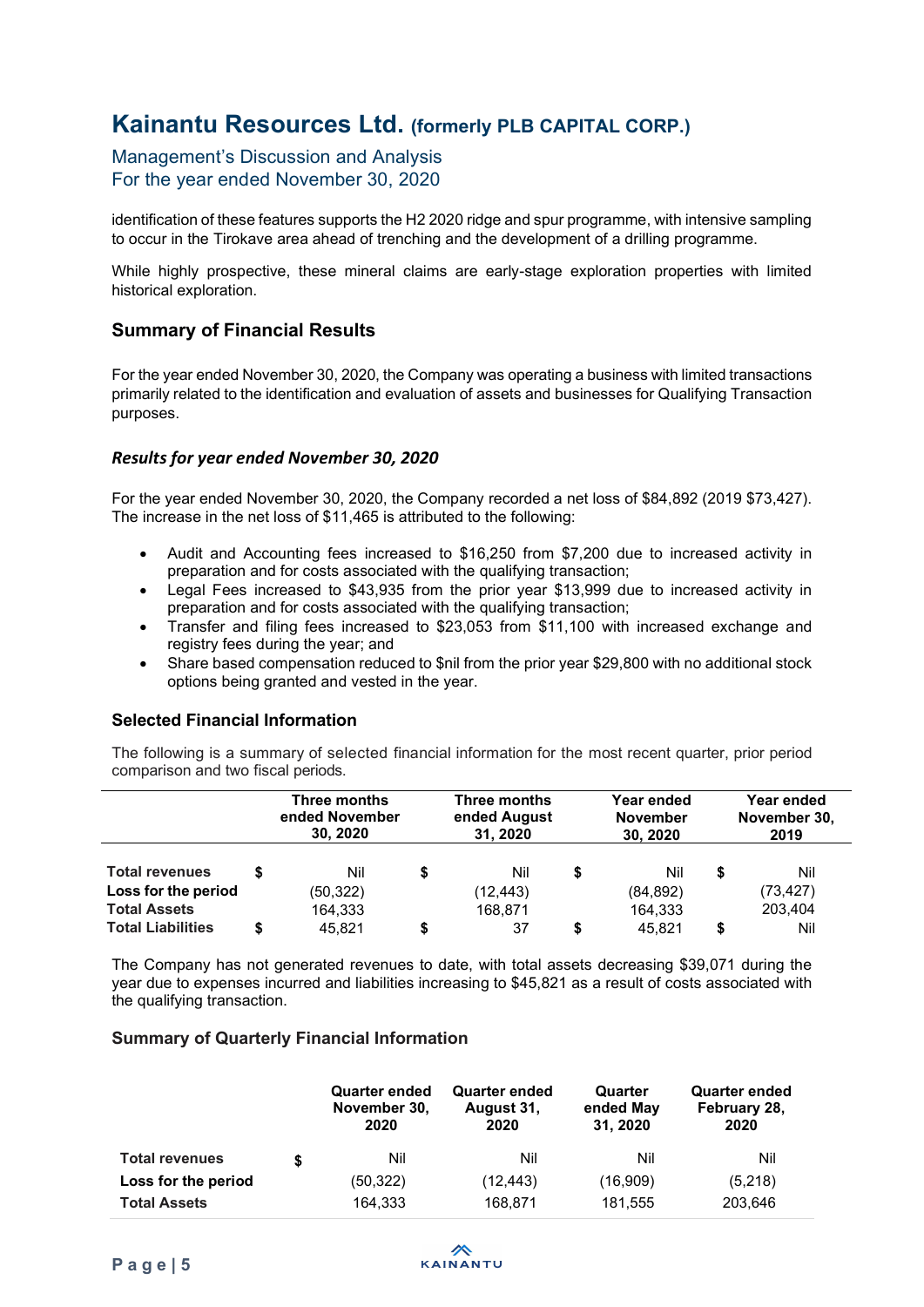identification of these features supports the H2 2020 ridge and spur programme, with intensive sampling to occur in the Tirokave area ahead of trenching and the development of a drilling programme.

While highly prospective, these mineral claims are early-stage exploration properties with limited historical exploration.

## Summary of Financial Results

For the year ended November 30, 2020, the Company was operating a business with limited transactions primarily related to the identification and evaluation of assets and businesses for Qualifying Transaction purposes.

### *Results for year ended November 30, 2020*

For the year ended November 30, 2020, the Company recorded a net loss of $84,892 (2019 $73,427). The increase in the net loss of $11,465 is attributed to the following:

- Audit and Accounting fees increased to $16,250 from $7,200 due to increased activity in preparation and for costs associated with the qualifying transaction;
- Legal Fees increased to $43,935 from the prior year $13,999 due to increased activity in preparation and for costs associated with the qualifying transaction;
- Transfer and filing fees increased to $23,053 from $11,100 with increased exchange and registry fees during the year; and
- Share based compensation reduced to $nil from the prior year $29,800 with no additional stock options being granted and vested in the year.

### Selected Financial Information

The following is a summary of selected financial information for the most recent quarter, prior period comparison and two fiscal periods.

| | | Three months ended November 30, 2020 | | Three months ended August 31, 2020 | | Year ended November 30, 2020 | | Year ended November 30, 2019 |
|---|---|---|---|---|---|---|---|---|
| **Total revenues** | $ | Nil | $ | Nil | $ | Nil | $ | Nil |
| **Loss for the period** | | (50,322) | | (12,443) | | (84,892) | | (73,427) |
| **Total Assets** | | 164,333 | | 168,871 | | 164,333 | | 203,404 |
| **Total Liabilities** | $ | 45,821 | $ | 37 | $ | 45,821 | $ | Nil |

The Company has not generated revenues to date, with total assets decreasing $39,071 during the year due to expenses incurred and liabilities increasing to $45,821 as a result of costs associated with the qualifying transaction.

### Summary of Quarterly Financial Information

| | | Quarter ended November 30, 2020 | Quarter ended August 31, 2020 | Quarter ended May 31, 2020 | Quarter ended February 28, 2020 |
|---|---|---|---|---|---|
| **Total revenues** | $ | Nil | Nil | Nil | Nil |
| **Loss for the period** | | (50,322) | (12,443) | (16,909) | (5,218) |
| **Total Assets** | | 164,333 | 168,871 | 181,555 | 203,646 |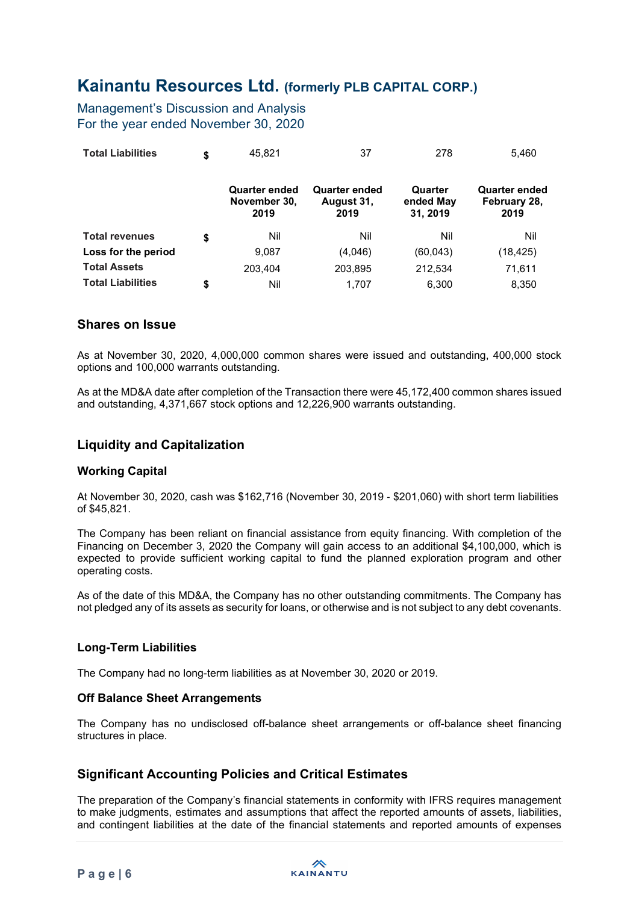| | | | | | |
|---|---|---|---|---|---|
| **Total Liabilities** | **$** | 45,821 | 37 | 278 | 5,460 |

| | | **Quarter ended November 30, 2019** | **Quarter ended August 31, 2019** | **Quarter ended May 31, 2019** | **Quarter ended February 28, 2019** |
|---|---|---|---|---|---|
| **Total revenues** | **$** | Nil | Nil | Nil | Nil |
| **Loss for the period** | | 9,087 | (4,046) | (60,043) | (18,425) |
| **Total Assets** | | 203,404 | 203,895 | 212,534 | 71,611 |
| **Total Liabilities** | **$** | Nil | 1,707 | 6,300 | 8,350 |

## Shares on Issue

As at November 30, 2020, 4,000,000 common shares were issued and outstanding, 400,000 stock options and 100,000 warrants outstanding.

As at the MD&A date after completion of the Transaction there were 45,172,400 common shares issued and outstanding, 4,371,667 stock options and 12,226,900 warrants outstanding.

## Liquidity and Capitalization

### Working Capital

At November 30, 2020, cash was $162,716 (November 30, 2019 - $201,060) with short term liabilities of $45,821.

The Company has been reliant on financial assistance from equity financing. With completion of the Financing on December 3, 2020 the Company will gain access to an additional $4,100,000, which is expected to provide sufficient working capital to fund the planned exploration program and other operating costs.

As of the date of this MD&A, the Company has no other outstanding commitments. The Company has not pledged any of its assets as security for loans, or otherwise and is not subject to any debt covenants.

### Long-Term Liabilities

The Company had no long-term liabilities as at November 30, 2020 or 2019.

### Off Balance Sheet Arrangements

The Company has no undisclosed off-balance sheet arrangements or off-balance sheet financing structures in place.

## Significant Accounting Policies and Critical Estimates

The preparation of the Company's financial statements in conformity with IFRS requires management to make judgments, estimates and assumptions that affect the reported amounts of assets, liabilities, and contingent liabilities at the date of the financial statements and reported amounts of expenses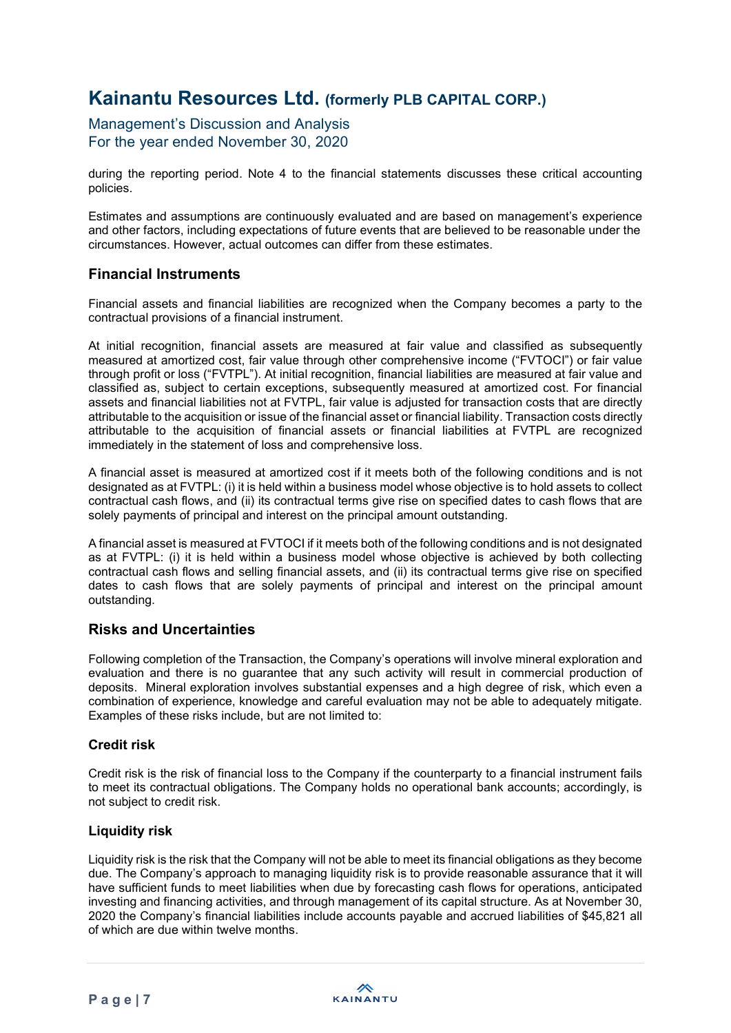during the reporting period. Note 4 to the financial statements discusses these critical accounting policies.

Estimates and assumptions are continuously evaluated and are based on management's experience and other factors, including expectations of future events that are believed to be reasonable under the circumstances. However, actual outcomes can differ from these estimates.

## Financial Instruments

Financial assets and financial liabilities are recognized when the Company becomes a party to the contractual provisions of a financial instrument.

At initial recognition, financial assets are measured at fair value and classified as subsequently measured at amortized cost, fair value through other comprehensive income ("FVTOCI") or fair value through profit or loss ("FVTPL"). At initial recognition, financial liabilities are measured at fair value and classified as, subject to certain exceptions, subsequently measured at amortized cost. For financial assets and financial liabilities not at FVTPL, fair value is adjusted for transaction costs that are directly attributable to the acquisition or issue of the financial asset or financial liability. Transaction costs directly attributable to the acquisition of financial assets or financial liabilities at FVTPL are recognized immediately in the statement of loss and comprehensive loss.

A financial asset is measured at amortized cost if it meets both of the following conditions and is not designated as at FVTPL: (i) it is held within a business model whose objective is to hold assets to collect contractual cash flows, and (ii) its contractual terms give rise on specified dates to cash flows that are solely payments of principal and interest on the principal amount outstanding.

A financial asset is measured at FVTOCI if it meets both of the following conditions and is not designated as at FVTPL: (i) it is held within a business model whose objective is achieved by both collecting contractual cash flows and selling financial assets, and (ii) its contractual terms give rise on specified dates to cash flows that are solely payments of principal and interest on the principal amount outstanding.

## Risks and Uncertainties

Following completion of the Transaction, the Company's operations will involve mineral exploration and evaluation and there is no guarantee that any such activity will result in commercial production of deposits. Mineral exploration involves substantial expenses and a high degree of risk, which even a combination of experience, knowledge and careful evaluation may not be able to adequately mitigate. Examples of these risks include, but are not limited to:

### Credit risk

Credit risk is the risk of financial loss to the Company if the counterparty to a financial instrument fails to meet its contractual obligations. The Company holds no operational bank accounts; accordingly, is not subject to credit risk.

### Liquidity risk

Liquidity risk is the risk that the Company will not be able to meet its financial obligations as they become due. The Company's approach to managing liquidity risk is to provide reasonable assurance that it will have sufficient funds to meet liabilities when due by forecasting cash flows for operations, anticipated investing and financing activities, and through management of its capital structure. As at November 30, 2020 the Company's financial liabilities include accounts payable and accrued liabilities of $45,821 all of which are due within twelve months.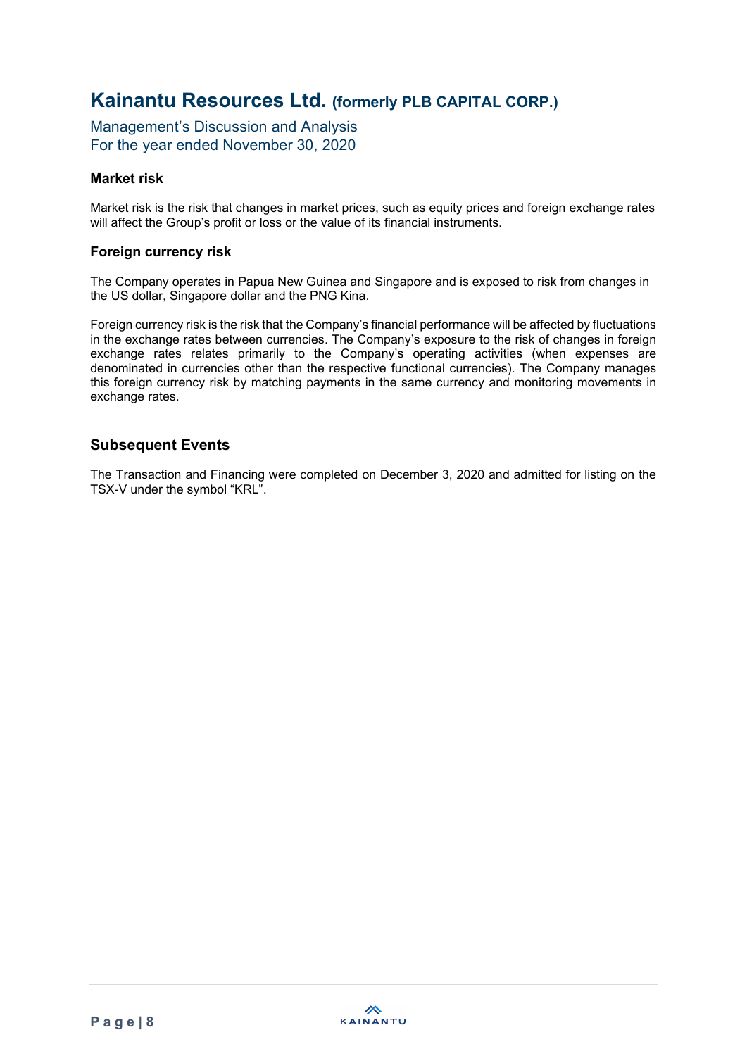### Market risk

Market risk is the risk that changes in market prices, such as equity prices and foreign exchange rates will affect the Group's profit or loss or the value of its financial instruments.

### Foreign currency risk

The Company operates in Papua New Guinea and Singapore and is exposed to risk from changes in the US dollar, Singapore dollar and the PNG Kina.

Foreign currency risk is the risk that the Company's financial performance will be affected by fluctuations in the exchange rates between currencies. The Company's exposure to the risk of changes in foreign exchange rates relates primarily to the Company's operating activities (when expenses are denominated in currencies other than the respective functional currencies). The Company manages this foreign currency risk by matching payments in the same currency and monitoring movements in exchange rates.

## Subsequent Events

The Transaction and Financing were completed on December 3, 2020 and admitted for listing on the TSX-V under the symbol "KRL".